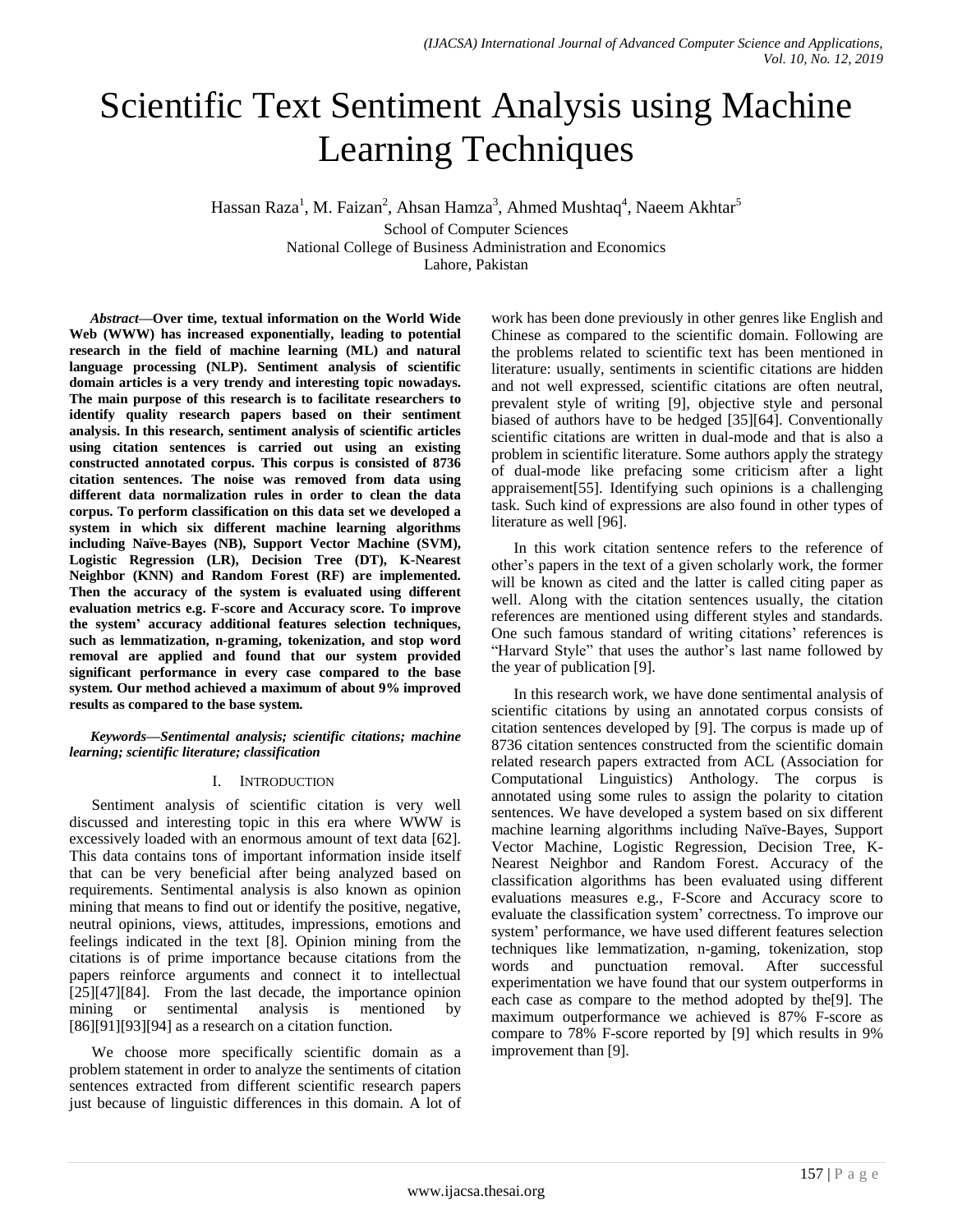# Scientific Text Sentiment Analysis using Machine Learning Techniques

Hassan Raza[1], M. Faizan[2], Ahsan Hamza[3], Ahmed Mushtaq[4], Naeem Akhtar[5]

School of Computer Sciences
National College of Business Administration and Economics
Lahore, Pakistan

***Abstract*—Over time, textual information on the World Wide Web (WWW) has increased exponentially, leading to potential research in the field of machine learning (ML) and natural language processing (NLP). Sentiment analysis of scientific domain articles is a very trendy and interesting topic nowadays. The main purpose of this research is to facilitate researchers to identify quality research papers based on their sentiment analysis. In this research, sentiment analysis of scientific articles using citation sentences is carried out using an existing constructed annotated corpus. This corpus is consisted of 8736 citation sentences. The noise was removed from data using different data normalization rules in order to clean the data corpus. To perform classification on this data set we developed a system in which six different machine learning algorithms including Naïve-Bayes (NB), Support Vector Machine (SVM), Logistic Regression (LR), Decision Tree (DT), K-Nearest Neighbor (KNN) and Random Forest (RF) are implemented. Then the accuracy of the system is evaluated using different evaluation metrics e.g. F-score and Accuracy score. To improve the system' accuracy additional features selection techniques, such as lemmatization, n-graming, tokenization, and stop word removal are applied and found that our system provided significant performance in every case compared to the base system. Our method achieved a maximum of about 9% improved results as compared to the base system.**

***Keywords—Sentimental analysis; scientific citations; machine learning; scientific literature; classification***

## I. Introduction

Sentiment analysis of scientific citation is very well discussed and interesting topic in this era where WWW is excessively loaded with an enormous amount of text data [62]. This data contains tons of important information inside itself that can be very beneficial after being analyzed based on requirements. Sentimental analysis is also known as opinion mining that means to find out or identify the positive, negative, neutral opinions, views, attitudes, impressions, emotions and feelings indicated in the text [8]. Opinion mining from the citations is of prime importance because citations from the papers reinforce arguments and connect it to intellectual [25][47][84]. From the last decade, the importance opinion mining or sentimental analysis is mentioned by [86][91][93][94] as a research on a citation function.

We choose more specifically scientific domain as a problem statement in order to analyze the sentiments of citation sentences extracted from different scientific research papers just because of linguistic differences in this domain. A lot of work has been done previously in other genres like English and Chinese as compared to the scientific domain. Following are the problems related to scientific text has been mentioned in literature: usually, sentiments in scientific citations are hidden and not well expressed, scientific citations are often neutral, prevalent style of writing [9], objective style and personal biased of authors have to be hedged [35][64]. Conventionally scientific citations are written in dual-mode and that is also a problem in scientific literature. Some authors apply the strategy of dual-mode like prefacing some criticism after a light appraisement[55]. Identifying such opinions is a challenging task. Such kind of expressions are also found in other types of literature as well [96].

In this work citation sentence refers to the reference of other's papers in the text of a given scholarly work, the former will be known as cited and the latter is called citing paper as well. Along with the citation sentences usually, the citation references are mentioned using different styles and standards. One such famous standard of writing citations' references is "Harvard Style" that uses the author's last name followed by the year of publication [9].

In this research work, we have done sentimental analysis of scientific citations by using an annotated corpus consists of citation sentences developed by [9]. The corpus is made up of 8736 citation sentences constructed from the scientific domain related research papers extracted from ACL (Association for Computational Linguistics) Anthology. The corpus is annotated using some rules to assign the polarity to citation sentences. We have developed a system based on six different machine learning algorithms including Naïve-Bayes, Support Vector Machine, Logistic Regression, Decision Tree, K-Nearest Neighbor and Random Forest. Accuracy of the classification algorithms has been evaluated using different evaluations measures e.g., F-Score and Accuracy score to evaluate the classification system' correctness. To improve our system' performance, we have used different features selection techniques like lemmatization, n-gaming, tokenization, stop words and punctuation removal. After successful experimentation we have found that our system outperforms in each case as compare to the method adopted by the[9]. The maximum outperformance we achieved is 87% F-score as compare to 78% F-score reported by [9] which results in 9% improvement than [9].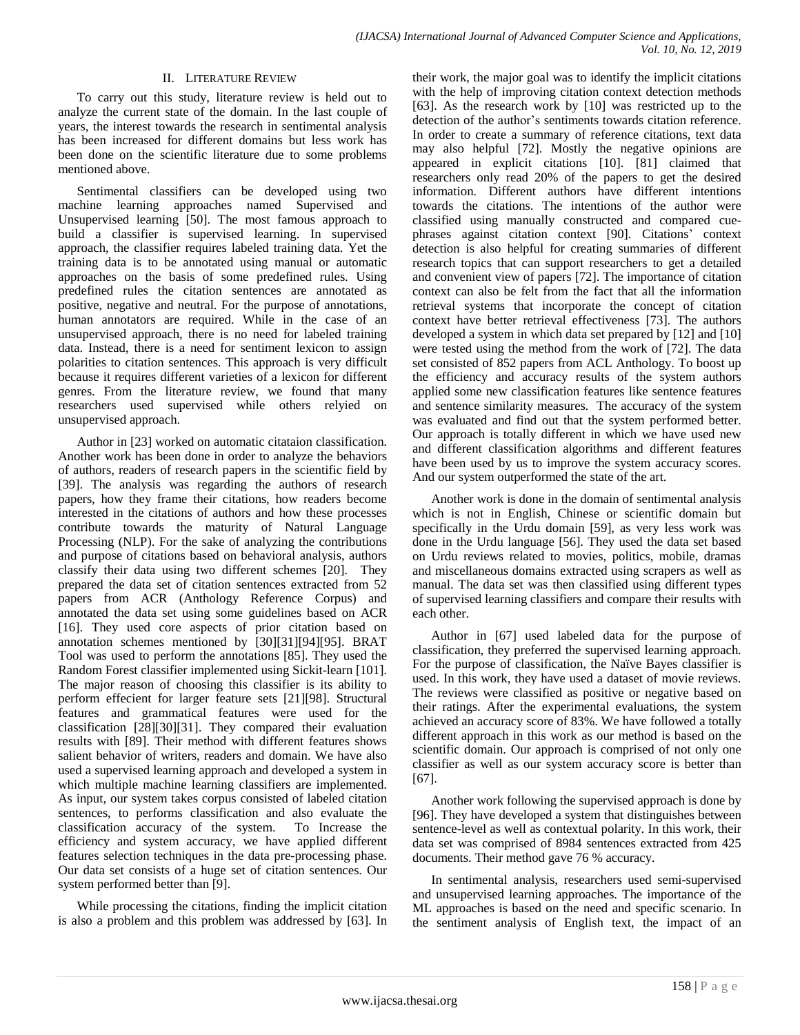## II. Literature Review

To carry out this study, literature review is held out to analyze the current state of the domain. In the last couple of years, the interest towards the research in sentimental analysis has been increased for different domains but less work has been done on the scientific literature due to some problems mentioned above.

Sentimental classifiers can be developed using two machine learning approaches named Supervised and Unsupervised learning [50]. The most famous approach to build a classifier is supervised learning. In supervised approach, the classifier requires labeled training data. Yet the training data is to be annotated using manual or automatic approaches on the basis of some predefined rules. Using predefined rules the citation sentences are annotated as positive, negative and neutral. For the purpose of annotations, human annotators are required. While in the case of an unsupervised approach, there is no need for labeled training data. Instead, there is a need for sentiment lexicon to assign polarities to citation sentences. This approach is very difficult because it requires different varieties of a lexicon for different genres. From the literature review, we found that many researchers used supervised while others relyied on unsupervised approach.

Author in [23] worked on automatic citataion classification. Another work has been done in order to analyze the behaviors of authors, readers of research papers in the scientific field by [39]. The analysis was regarding the authors of research papers, how they frame their citations, how readers become interested in the citations of authors and how these processes contribute towards the maturity of Natural Language Processing (NLP). For the sake of analyzing the contributions and purpose of citations based on behavioral analysis, authors classify their data using two different schemes [20]. They prepared the data set of citation sentences extracted from 52 papers from ACR (Anthology Reference Corpus) and annotated the data set using some guidelines based on ACR [16]. They used core aspects of prior citation based on annotation schemes mentioned by [30][31][94][95]. BRAT Tool was used to perform the annotations [85]. They used the Random Forest classifier implemented using Sickit-learn [101]. The major reason of choosing this classifier is its ability to perform effecient for larger feature sets [21][98]. Structural features and grammatical features were used for the classification [28][30][31]. They compared their evaluation results with [89]. Their method with different features shows salient behavior of writers, readers and domain. We have also used a supervised learning approach and developed a system in which multiple machine learning classifiers are implemented. As input, our system takes corpus consisted of labeled citation sentences, to performs classification and also evaluate the classification accuracy of the system. To Increase the efficiency and system accuracy, we have applied different features selection techniques in the data pre-processing phase. Our data set consists of a huge set of citation sentences. Our system performed better than [9].

While processing the citations, finding the implicit citation is also a problem and this problem was addressed by [63]. In their work, the major goal was to identify the implicit citations with the help of improving citation context detection methods [63]. As the research work by [10] was restricted up to the detection of the author's sentiments towards citation reference. In order to create a summary of reference citations, text data may also helpful [72]. Mostly the negative opinions are appeared in explicit citations [10]. [81] claimed that researchers only read 20% of the papers to get the desired information. Different authors have different intentions towards the citations. The intentions of the author were classified using manually constructed and compared cue-phrases against citation context [90]. Citations' context detection is also helpful for creating summaries of different research topics that can support researchers to get a detailed and convenient view of papers [72]. The importance of citation context can also be felt from the fact that all the information retrieval systems that incorporate the concept of citation context have better retrieval effectiveness [73]. The authors developed a system in which data set prepared by [12] and [10] were tested using the method from the work of [72]. The data set consisted of 852 papers from ACL Anthology. To boost up the efficiency and accuracy results of the system authors applied some new classification features like sentence features and sentence similarity measures. The accuracy of the system was evaluated and find out that the system performed better. Our approach is totally different in which we have used new and different classification algorithms and different features have been used by us to improve the system accuracy scores. And our system outperformed the state of the art.

Another work is done in the domain of sentimental analysis which is not in English, Chinese or scientific domain but specifically in the Urdu domain [59], as very less work was done in the Urdu language [56]. They used the data set based on Urdu reviews related to movies, politics, mobile, dramas and miscellaneous domains extracted using scrapers as well as manual. The data set was then classified using different types of supervised learning classifiers and compare their results with each other.

Author in [67] used labeled data for the purpose of classification, they preferred the supervised learning approach. For the purpose of classification, the Naïve Bayes classifier is used. In this work, they have used a dataset of movie reviews. The reviews were classified as positive or negative based on their ratings. After the experimental evaluations, the system achieved an accuracy score of 83%. We have followed a totally different approach in this work as our method is based on the scientific domain. Our approach is comprised of not only one classifier as well as our system accuracy score is better than [67].

Another work following the supervised approach is done by [96]. They have developed a system that distinguishes between sentence-level as well as contextual polarity. In this work, their data set was comprised of 8984 sentences extracted from 425 documents. Their method gave 76 % accuracy.

In sentimental analysis, researchers used semi-supervised and unsupervised learning approaches. The importance of the ML approaches is based on the need and specific scenario. In the sentiment analysis of English text, the impact of an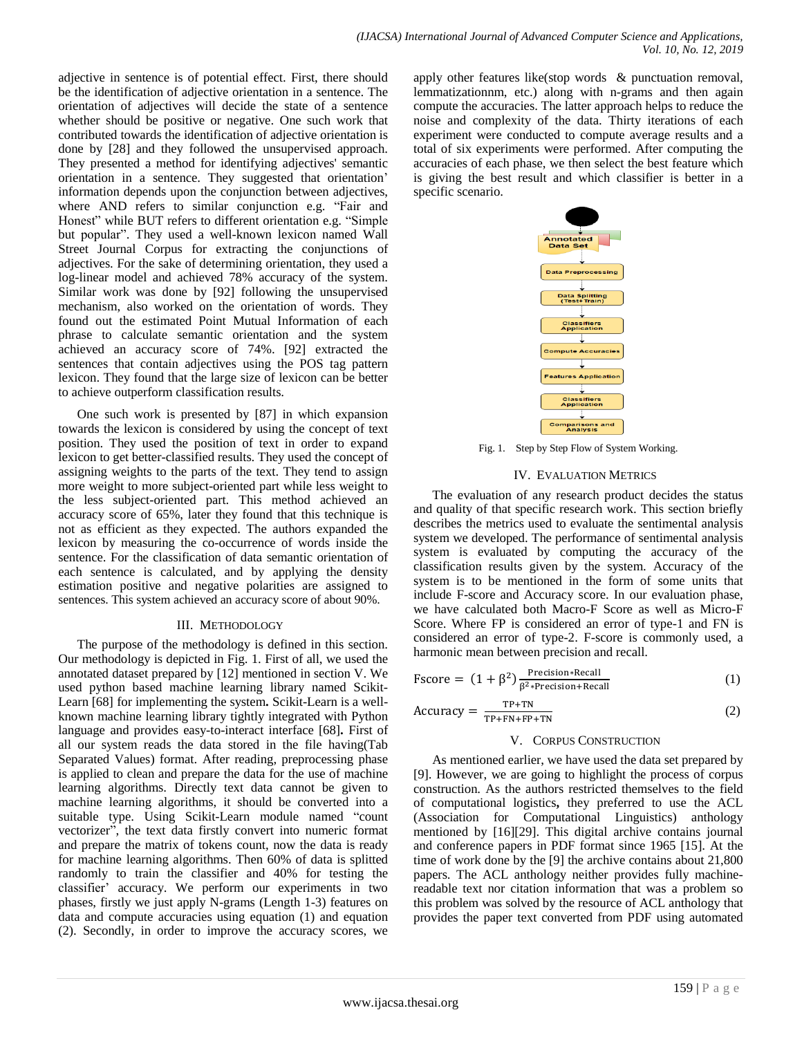adjective in sentence is of potential effect. First, there should be the identification of adjective orientation in a sentence. The orientation of adjectives will decide the state of a sentence whether should be positive or negative. One such work that contributed towards the identification of adjective orientation is done by [28] and they followed the unsupervised approach. They presented a method for identifying adjectives' semantic orientation in a sentence. They suggested that orientation' information depends upon the conjunction between adjectives, where AND refers to similar conjunction e.g. "Fair and Honest" while BUT refers to different orientation e.g. "Simple but popular". They used a well-known lexicon named Wall Street Journal Corpus for extracting the conjunctions of adjectives. For the sake of determining orientation, they used a log-linear model and achieved 78% accuracy of the system. Similar work was done by [92] following the unsupervised mechanism, also worked on the orientation of words. They found out the estimated Point Mutual Information of each phrase to calculate semantic orientation and the system achieved an accuracy score of 74%. [92] extracted the sentences that contain adjectives using the POS tag pattern lexicon. They found that the large size of lexicon can be better to achieve outperform classification results.

One such work is presented by [87] in which expansion towards the lexicon is considered by using the concept of text position. They used the position of text in order to expand lexicon to get better-classified results. They used the concept of assigning weights to the parts of the text. They tend to assign more weight to more subject-oriented part while less weight to the less subject-oriented part. This method achieved an accuracy score of 65%, later they found that this technique is not as efficient as they expected. The authors expanded the lexicon by measuring the co-occurrence of words inside the sentence. For the classification of data semantic orientation of each sentence is calculated, and by applying the density estimation positive and negative polarities are assigned to sentences. This system achieved an accuracy score of about 90%.

## III. Methodology

The purpose of the methodology is defined in this section. Our methodology is depicted in Fig. 1. First of all, we used the annotated dataset prepared by [12] mentioned in section V. We used python based machine learning library named Scikit-Learn [68] for implementing the system**.** Scikit-Learn is a well-known machine learning library tightly integrated with Python language and provides easy-to-interact interface [68]**.** First of all our system reads the data stored in the file having(Tab Separated Values) format. After reading, preprocessing phase is applied to clean and prepare the data for the use of machine learning algorithms. Directly text data cannot be given to machine learning algorithms, it should be converted into a suitable type. Using Scikit-Learn module named "count vectorizer", the text data firstly convert into numeric format and prepare the matrix of tokens count, now the data is ready for machine learning algorithms. Then 60% of data is splitted randomly to train the classifier and 40% for testing the classifier' accuracy. We perform our experiments in two phases, firstly we just apply N-grams (Length 1-3) features on data and compute accuracies using equation (1) and equation (2). Secondly, in order to improve the accuracy scores, we apply other features like(stop words & punctuation removal, lemmatizationnm, etc.) along with n-grams and then again compute the accuracies. The latter approach helps to reduce the noise and complexity of the data. Thirty iterations of each experiment were conducted to compute average results and a total of six experiments were performed. After computing the accuracies of each phase, we then select the best feature which is giving the best result and which classifier is better in a specific scenario.

Annotated Data Set → Data Preprocessing → Data Splitting (Test+Train) → Classifiers Application → Compute Accuracies → Features Application → Classifiers Application → Comparisons and Analysis

Fig. 1. Step by Step Flow of System Working.

## IV. Evaluation Metrics

The evaluation of any research product decides the status and quality of that specific research work. This section briefly describes the metrics used to evaluate the sentimental analysis system we developed. The performance of sentimental analysis system is evaluated by computing the accuracy of the classification results given by the system. Accuracy of the system is to be mentioned in the form of some units that include F-score and Accuracy score. In our evaluation phase, we have calculated both Macro-F Score as well as Micro-F Score. Where FP is considered an error of type-1 and FN is considered an error of type-2. F-score is commonly used, a harmonic mean between precision and recall.

$$\text{Fscore} = (1 + \beta^2) \frac{\text{Precision} * \text{Recall}}{\beta^2 * \text{Precision} + \text{Recall}} \quad (1)$$

$$\text{Accuracy} = \frac{\text{TP+TN}}{\text{TP+FN+FP+TN}} \quad (2)$$

## V. Corpus Construction

As mentioned earlier, we have used the data set prepared by [9]. However, we are going to highlight the process of corpus construction. As the authors restricted themselves to the field of computational logistics**,** they preferred to use the ACL (Association for Computational Linguistics) anthology mentioned by [16][29]. This digital archive contains journal and conference papers in PDF format since 1965 [15]. At the time of work done by the [9] the archive contains about 21,800 papers. The ACL anthology neither provides fully machine-readable text nor citation information that was a problem so this problem was solved by the resource of ACL anthology that provides the paper text converted from PDF using automated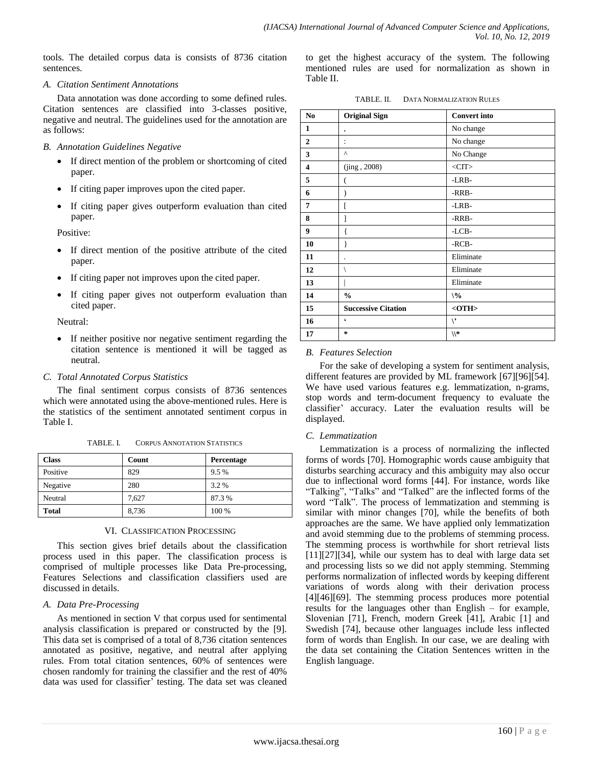tools. The detailed corpus data is consists of 8736 citation sentences.

### A. Citation Sentiment Annotations

Data annotation was done according to some defined rules. Citation sentences are classified into 3-classes positive, negative and neutral. The guidelines used for the annotation are as follows:

### B. Annotation Guidelines Negative

- If direct mention of the problem or shortcoming of cited paper.
- If citing paper improves upon the cited paper.
- If citing paper gives outperform evaluation than cited paper.

Positive:

- If direct mention of the positive attribute of the cited paper.
- If citing paper not improves upon the cited paper.
- If citing paper gives not outperform evaluation than cited paper.

Neutral:

- If neither positive nor negative sentiment regarding the citation sentence is mentioned it will be tagged as neutral.

### C. Total Annotated Corpus Statistics

The final sentiment corpus consists of 8736 sentences which were annotated using the above-mentioned rules. Here is the statistics of the sentiment annotated sentiment corpus in Table I.

TABLE. I. CORPUS ANNOTATION STATISTICS

| Class | Count | Percentage |
|---|---|---|
| Positive | 829 | 9.5 % |
| Negative | 280 | 3.2 % |
| Neutral | 7,627 | 87.3 % |
| **Total** | 8,736 | 100 % |

## VI. CLASSIFICATION PROCESSING

This section gives brief details about the classification process used in this paper. The classification process is comprised of multiple processes like Data Pre-processing, Features Selections and classification classifiers used are discussed in details.

### A. Data Pre-Processing

As mentioned in section V that corpus used for sentimental analysis classification is prepared or constructed by the [9]. This data set is comprised of a total of 8,736 citation sentences annotated as positive, negative, and neutral after applying rules. From total citation sentences, 60% of sentences were chosen randomly for training the classifier and the rest of 40% data was used for classifier' testing. The data set was cleaned to get the highest accuracy of the system. The following mentioned rules are used for normalization as shown in Table II.

TABLE. II. DATA NORMALIZATION RULES

| No | Original Sign | Convert into |
|---|---|---|
| **1** | , | No change |
| **2** | : | No change |
| **3** | ^ | No Change |
| **4** | (jing , 2008) | <CIT> |
| **5** | ( | -LRB- |
| **6** | ) | -RRB- |
| **7** | [ | -LRB- |
| **8** | ] | -RRB- |
| **9** | { | -LCB- |
| **10** | } | -RCB- |
| **11** | . | Eliminate |
| **12** | \ | Eliminate |
| **13** | \| | Eliminate |
| **14** | **%** | **\%** |
| **15** | **Successive Citation** | **<OTH>** |
| **16** | **'** | **\'** |
| **17** | ***** | **\\*** |

### B. Features Selection

For the sake of developing a system for sentiment analysis, different features are provided by ML framework [67][96][54]. We have used various features e.g. lemmatization, n-grams, stop words and term-document frequency to evaluate the classifier' accuracy. Later the evaluation results will be displayed.

### C. Lemmatization

Lemmatization is a process of normalizing the inflected forms of words [70]. Homographic words cause ambiguity that disturbs searching accuracy and this ambiguity may also occur due to inflectional word forms [44]. For instance, words like "Talking", "Talks" and "Talked" are the inflected forms of the word "Talk". The process of lemmatization and stemming is similar with minor changes [70], while the benefits of both approaches are the same. We have applied only lemmatization and avoid stemming due to the problems of stemming process. The stemming process is worthwhile for short retrieval lists [11][27][34], while our system has to deal with large data set and processing lists so we did not apply stemming. Stemming performs normalization of inflected words by keeping different variations of words along with their derivation process [4][46][69]. The stemming process produces more potential results for the languages other than English – for example, Slovenian [71], French, modern Greek [41], Arabic [1] and Swedish [74], because other languages include less inflected form of words than English. In our case, we are dealing with the data set containing the Citation Sentences written in the English language.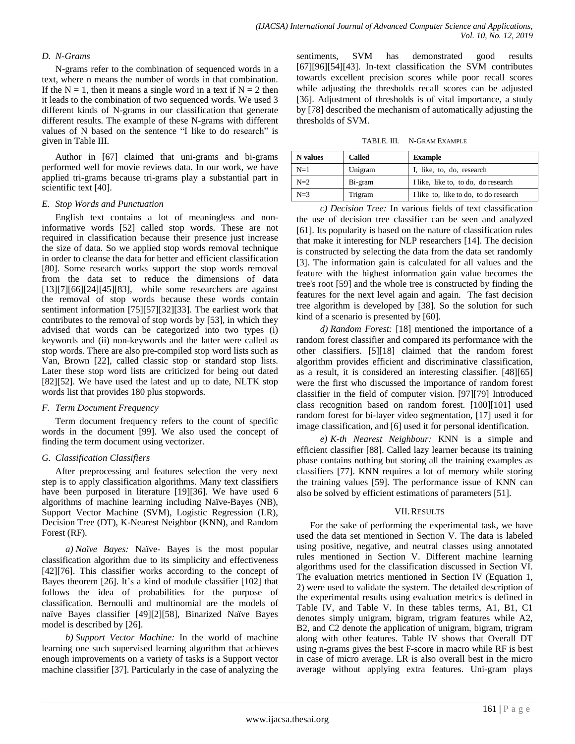### D. N-Grams

N-grams refer to the combination of sequenced words in a text, where n means the number of words in that combination. If the N = 1, then it means a single word in a text if N = 2 then it leads to the combination of two sequenced words. We used 3 different kinds of N-grams in our classification that generate different results. The example of these N-grams with different values of N based on the sentence "I like to do research" is given in Table III.

Author in [67] claimed that uni-grams and bi-grams performed well for movie reviews data. In our work, we have applied tri-grams because tri-grams play a substantial part in scientific text [40].

### E. Stop Words and Punctuation

English text contains a lot of meaningless and non-informative words [52] called stop words. These are not required in classification because their presence just increase the size of data. So we applied stop words removal technique in order to cleanse the data for better and efficient classification [80]. Some research works support the stop words removal from the data set to reduce the dimensions of data [13][7][66][24][45][83], while some researchers are against the removal of stop words because these words contain sentiment information [75][57][32][33]. The earliest work that contributes to the removal of stop words by [53], in which they advised that words can be categorized into two types (i) keywords and (ii) non-keywords and the latter were called as stop words. There are also pre-compiled stop word lists such as Van, Brown [22], called classic stop or standard stop lists. Later these stop word lists are criticized for being out dated [82][52]. We have used the latest and up to date, NLTK stop words list that provides 180 plus stopwords.

### F. Term Document Frequency

Term document frequency refers to the count of specific words in the document [99]. We also used the concept of finding the term document using vectorizer.

### G. Classification Classifiers

After preprocessing and features selection the very next step is to apply classification algorithms. Many text classifiers have been purposed in literature [19][36]. We have used 6 algorithms of machine learning including Naïve-Bayes (NB), Support Vector Machine (SVM), Logistic Regression (LR), Decision Tree (DT), K-Nearest Neighbor (KNN), and Random Forest (RF).

*a) Naïve Bayes:* Naïve- Bayes is the most popular classification algorithm due to its simplicity and effectiveness [42][76]. This classifier works according to the concept of Bayes theorem [26]. It's a kind of module classifier [102] that follows the idea of probabilities for the purpose of classification. Bernoulli and multinomial are the models of naïve Bayes classifier [49][2][58], Binarized Naïve Bayes model is described by [26].

*b) Support Vector Machine:* In the world of machine learning one such supervised learning algorithm that achieves enough improvements on a variety of tasks is a Support vector machine classifier [37]. Particularly in the case of analyzing the sentiments, SVM has demonstrated good results [67][96][54][43]. In-text classification the SVM contributes towards excellent precision scores while poor recall scores while adjusting the thresholds recall scores can be adjusted [36]. Adjustment of thresholds is of vital importance, a study by [78] described the mechanism of automatically adjusting the thresholds of SVM.

TABLE. III. N-GRAM EXAMPLE

| N values | Called | Example |
|---|---|---|
| N=1 | Unigram | I, like, to, do, research |
| N=2 | Bi-gram | I like, like to, to do, do research |
| N=3 | Trigram | I like to, like to do, to do research |

*c) Decision Tree:* In various fields of text classification the use of decision tree classifier can be seen and analyzed [61]. Its popularity is based on the nature of classification rules that make it interesting for NLP researchers [14]. The decision is constructed by selecting the data from the data set randomly [3]. The information gain is calculated for all values and the feature with the highest information gain value becomes the tree's root [59] and the whole tree is constructed by finding the features for the next level again and again. The fast decision tree algorithm is developed by [38]. So the solution for such kind of a scenario is presented by [60].

*d) Random Forest:* [18] mentioned the importance of a random forest classifier and compared its performance with the other classifiers. [5][18] claimed that the random forest algorithm provides efficient and discriminative classification, as a result, it is considered an interesting classifier. [48][65] were the first who discussed the importance of random forest classifier in the field of computer vision. [97][79] Introduced class recognition based on random forest. [100][101] used random forest for bi-layer video segmentation, [17] used it for image classification, and [6] used it for personal identification.

*e) K-th Nearest Neighbour:* KNN is a simple and efficient classifier [88]. Called lazy learner because its training phase contains nothing but storing all the training examples as classifiers [77]. KNN requires a lot of memory while storing the training values [59]. The performance issue of KNN can also be solved by efficient estimations of parameters [51].

## VII. RESULTS

For the sake of performing the experimental task, we have used the data set mentioned in Section V. The data is labeled using positive, negative, and neutral classes using annotated rules mentioned in Section V. Different machine learning algorithms used for the classification discussed in Section VI. The evaluation metrics mentioned in Section IV (Equation 1, 2) were used to validate the system. The detailed description of the experimental results using evaluation metrics is defined in Table IV, and Table V. In these tables terms, A1, B1, C1 denotes simply unigram, bigram, trigram features while A2, B2, and C2 denote the application of unigram, bigram, trigram along with other features. Table IV shows that Overall DT using n-grams gives the best F-score in macro while RF is best in case of micro average. LR is also overall best in the micro average without applying extra features. Uni-gram plays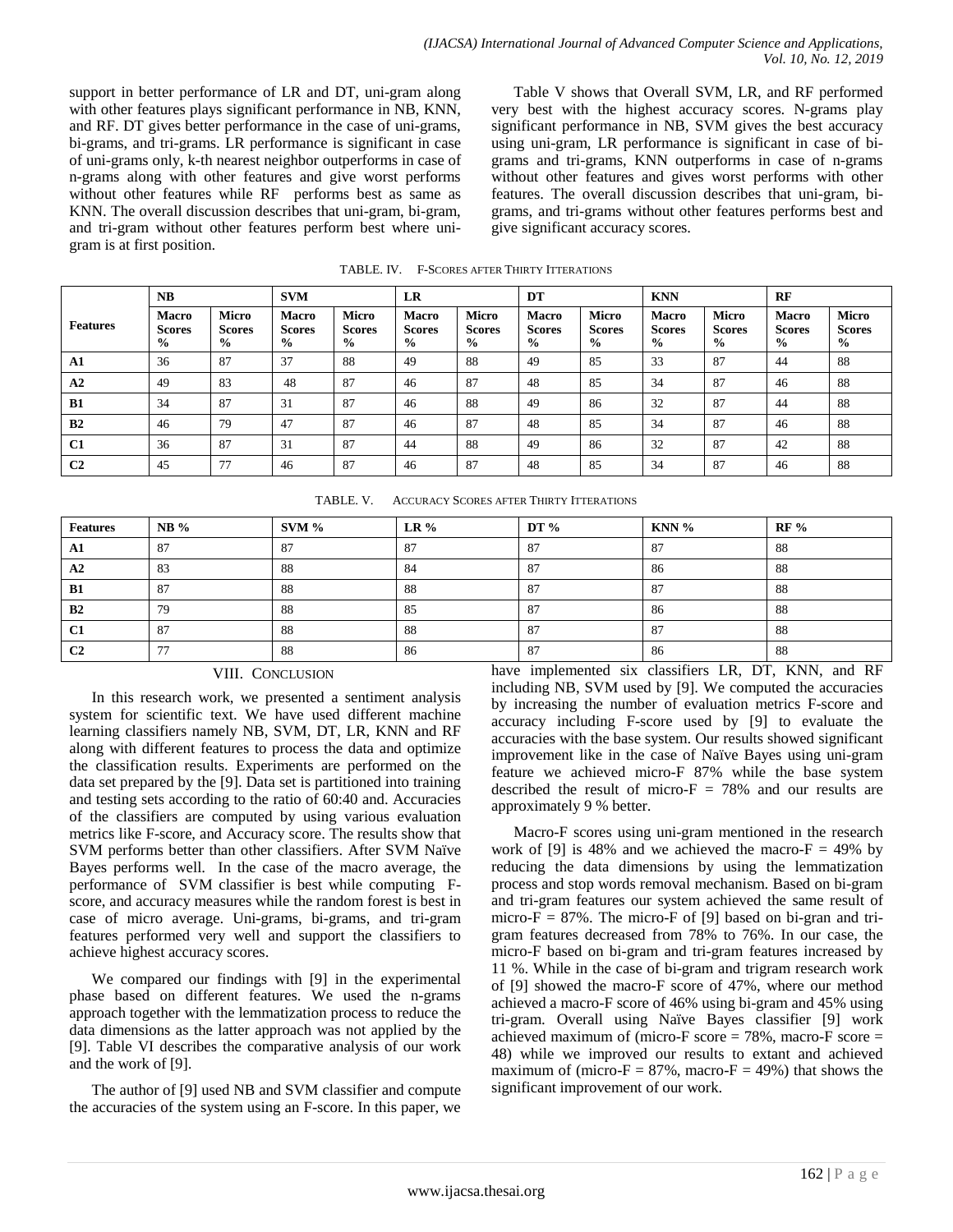support in better performance of LR and DT, uni-gram along with other features plays significant performance in NB, KNN, and RF. DT gives better performance in the case of uni-grams, bi-grams, and tri-grams. LR performance is significant in case of uni-grams only, k-th nearest neighbor outperforms in case of n-grams along with other features and give worst performs without other features while RF performs best as same as KNN. The overall discussion describes that uni-gram, bi-gram, and tri-gram without other features perform best where uni-gram is at first position.

Table V shows that Overall SVM, LR, and RF performed very best with the highest accuracy scores. N-grams play significant performance in NB, SVM gives the best accuracy using uni-gram, LR performance is significant in case of bi-grams and tri-grams, KNN outperforms in case of n-grams without other features and gives worst performs with other features. The overall discussion describes that uni-gram, bi-grams, and tri-grams without other features performs best and give significant accuracy scores.

TABLE. IV. F-SCORES AFTER THIRTY ITTERATIONS

| Features | NB | | SVM | | LR | | DT | | KNN | | RF | |
|---|---|---|---|---|---|---|---|---|---|---|---|---|
| | Macro Scores % | Micro Scores % | Macro Scores % | Micro Scores % | Macro Scores % | Micro Scores % | Macro Scores % | Micro Scores % | Macro Scores % | Micro Scores % | Macro Scores % | Micro Scores % |
| **A1** | 36 | 87 | 37 | 88 | 49 | 88 | 49 | 85 | 33 | 87 | 44 | 88 |
| **A2** | 49 | 83 | 48 | 87 | 46 | 87 | 48 | 85 | 34 | 87 | 46 | 88 |
| **B1** | 34 | 87 | 31 | 87 | 46 | 88 | 49 | 86 | 32 | 87 | 44 | 88 |
| **B2** | 46 | 79 | 47 | 87 | 46 | 87 | 48 | 85 | 34 | 87 | 46 | 88 |
| **C1** | 36 | 87 | 31 | 87 | 44 | 88 | 49 | 86 | 32 | 87 | 42 | 88 |
| **C2** | 45 | 77 | 46 | 87 | 46 | 87 | 48 | 85 | 34 | 87 | 46 | 88 |

TABLE. V. ACCURACY SCORES AFTER THIRTY ITTERATIONS

| Features | NB % | SVM % | LR % | DT % | KNN % | RF % |
|---|---|---|---|---|---|---|
| **A1** | 87 | 87 | 87 | 87 | 87 | 88 |
| **A2** | 83 | 88 | 84 | 87 | 86 | 88 |
| **B1** | 87 | 88 | 88 | 87 | 87 | 88 |
| **B2** | 79 | 88 | 85 | 87 | 86 | 88 |
| **C1** | 87 | 88 | 88 | 87 | 87 | 88 |
| **C2** | 77 | 88 | 86 | 87 | 86 | 88 |

## VIII. CONCLUSION

In this research work, we presented a sentiment analysis system for scientific text. We have used different machine learning classifiers namely NB, SVM, DT, LR, KNN and RF along with different features to process the data and optimize the classification results. Experiments are performed on the data set prepared by the [9]. Data set is partitioned into training and testing sets according to the ratio of 60:40 and. Accuracies of the classifiers are computed by using various evaluation metrics like F-score, and Accuracy score. The results show that SVM performs better than other classifiers. After SVM Naïve Bayes performs well. In the case of the macro average, the performance of SVM classifier is best while computing F-score, and accuracy measures while the random forest is best in case of micro average. Uni-grams, bi-grams, and tri-gram features performed very well and support the classifiers to achieve highest accuracy scores.

We compared our findings with [9] in the experimental phase based on different features. We used the n-grams approach together with the lemmatization process to reduce the data dimensions as the latter approach was not applied by the [9]. Table VI describes the comparative analysis of our work and the work of [9].

The author of [9] used NB and SVM classifier and compute the accuracies of the system using an F-score. In this paper, we have implemented six classifiers LR, DT, KNN, and RF including NB, SVM used by [9]. We computed the accuracies by increasing the number of evaluation metrics F-score and accuracy including F-score used by [9] to evaluate the accuracies with the base system. Our results showed significant improvement like in the case of Naïve Bayes using uni-gram feature we achieved micro-F 87% while the base system described the result of micro-F = 78% and our results are approximately 9 % better.

Macro-F scores using uni-gram mentioned in the research work of [9] is 48% and we achieved the macro-F = 49% by reducing the data dimensions by using the lemmatization process and stop words removal mechanism. Based on bi-gram and tri-gram features our system achieved the same result of micro-F = 87%. The micro-F of [9] based on bi-gram and tri-gram features decreased from 78% to 76%. In our case, the micro-F based on bi-gram and tri-gram features increased by 11 %. While in the case of bi-gram and trigram research work of [9] showed the macro-F score of 47%, where our method achieved a macro-F score of 46% using bi-gram and 45% using tri-gram. Overall using Naïve Bayes classifier [9] work achieved maximum of (micro-F score = 78%, macro-F score = 48) while we improved our results to extant and achieved maximum of (micro-F = 87%, macro-F = 49%) that shows the significant improvement of our work.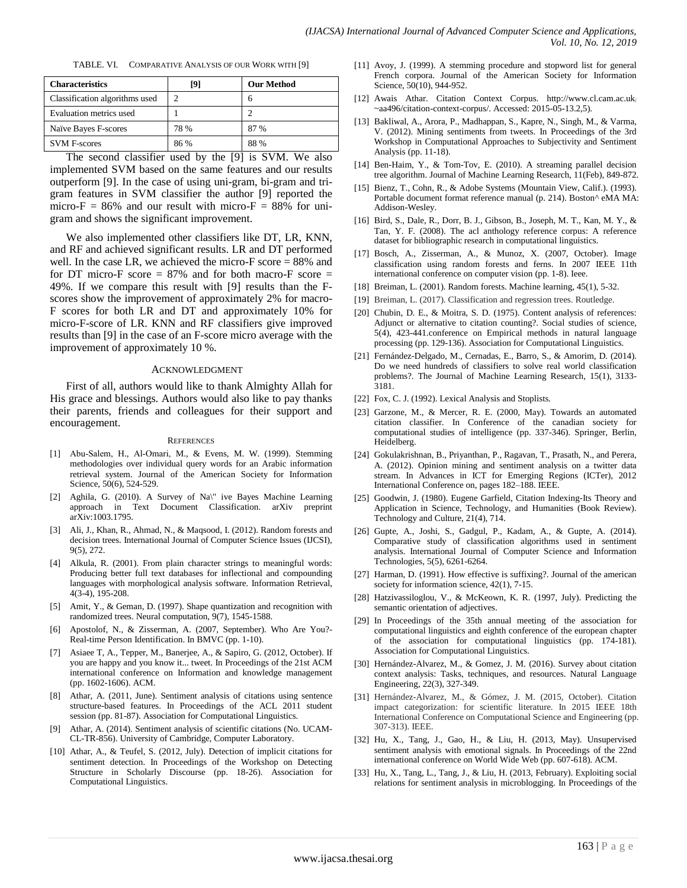TABLE. VI. COMPARATIVE ANALYSIS OF OUR WORK WITH [9]

| Characteristics | [9] | Our Method |
| --- | --- | --- |
| Classification algorithms used | 2 | 6 |
| Evaluation metrics used | 1 | 2 |
| Naïve Bayes F-scores | 78 % | 87 % |
| SVM F-scores | 86 % | 88 % |

The second classifier used by the [9] is SVM. We also implemented SVM based on the same features and our results outperform [9]. In the case of using uni-gram, bi-gram and tri-gram features in SVM classifier the author [9] reported the micro-F = 86% and our result with micro-F = 88% for uni-gram and shows the significant improvement.

We also implemented other classifiers like DT, LR, KNN, and RF and achieved significant results. LR and DT performed well. In the case LR, we achieved the micro-F score = 88% and for DT micro-F score = 87% and for both macro-F score = 49%. If we compare this result with [9] results than the F-scores show the improvement of approximately 2% for macro-F scores for both LR and DT and approximately 10% for micro-F-score of LR. KNN and RF classifiers give improved results than [9] in the case of an F-score micro average with the improvement of approximately 10 %.

## ACKNOWLEDGMENT

First of all, authors would like to thank Almighty Allah for His grace and blessings. Authors would also like to pay thanks their parents, friends and colleagues for their support and encouragement.

## REFERENCES

[1] Abu-Salem, H., Al-Omari, M., & Evens, M. W. (1999). Stemming methodologies over individual query words for an Arabic information retrieval system. Journal of the American Society for Information Science, 50(6), 524-529.

[2] Aghila, G. (2010). A Survey of Na\" ive Bayes Machine Learning approach in Text Document Classification. arXiv preprint arXiv:1003.1795.

[3] Ali, J., Khan, R., Ahmad, N., & Maqsood, I. (2012). Random forests and decision trees. International Journal of Computer Science Issues (IJCSI), 9(5), 272.

[4] Alkula, R. (2001). From plain character strings to meaningful words: Producing better full text databases for inflectional and compounding languages with morphological analysis software. Information Retrieval, 4(3-4), 195-208.

[5] Amit, Y., & Geman, D. (1997). Shape quantization and recognition with randomized trees. Neural computation, 9(7), 1545-1588.

[6] Apostolof, N., & Zisserman, A. (2007, September). Who Are You?-Real-time Person Identification. In BMVC (pp. 1-10).

[7] Asiaee T, A., Tepper, M., Banerjee, A., & Sapiro, G. (2012, October). If you are happy and you know it... tweet. In Proceedings of the 21st ACM international conference on Information and knowledge management (pp. 1602-1606). ACM.

[8] Athar, A. (2011, June). Sentiment analysis of citations using sentence structure-based features. In Proceedings of the ACL 2011 student session (pp. 81-87). Association for Computational Linguistics.

[9] Athar, A. (2014). Sentiment analysis of scientific citations (No. UCAM-CL-TR-856). University of Cambridge, Computer Laboratory.

[10] Athar, A., & Teufel, S. (2012, July). Detection of implicit citations for sentiment detection. In Proceedings of the Workshop on Detecting Structure in Scholarly Discourse (pp. 18-26). Association for Computational Linguistics.

[11] Avoy, J. (1999). A stemming procedure and stopword list for general French corpora. Journal of the American Society for Information Science, 50(10), 944-952.

[12] Awais Athar. Citation Context Corpus. http://www.cl.cam.ac.uk/~aa496/citation-context-corpus/. Accessed: 2015-05-13.2,5).

[13] Bakliwal, A., Arora, P., Madhappan, S., Kapre, N., Singh, M., & Varma, V. (2012). Mining sentiments from tweets. In Proceedings of the 3rd Workshop in Computational Approaches to Subjectivity and Sentiment Analysis (pp. 11-18).

[14] Ben-Haim, Y., & Tom-Tov, E. (2010). A streaming parallel decision tree algorithm. Journal of Machine Learning Research, 11(Feb), 849-872.

[15] Bienz, T., Cohn, R., & Adobe Systems (Mountain View, Calif.). (1993). Portable document format reference manual (p. 214). Boston^ eMA MA: Addison-Wesley.

[16] Bird, S., Dale, R., Dorr, B. J., Gibson, B., Joseph, M. T., Kan, M. Y., & Tan, Y. F. (2008). The acl anthology reference corpus: A reference dataset for bibliographic research in computational linguistics.

[17] Bosch, A., Zisserman, A., & Munoz, X. (2007, October). Image classification using random forests and ferns. In 2007 IEEE 11th international conference on computer vision (pp. 1-8). Ieee.

[18] Breiman, L. (2001). Random forests. Machine learning, 45(1), 5-32.

[19] Breiman, L. (2017). Classification and regression trees. Routledge.

[20] Chubin, D. E., & Moitra, S. D. (1975). Content analysis of references: Adjunct or alternative to citation counting?. Social studies of science, 5(4), 423-441.conference on Empirical methods in natural language processing (pp. 129-136). Association for Computational Linguistics.

[21] Fernández-Delgado, M., Cernadas, E., Barro, S., & Amorim, D. (2014). Do we need hundreds of classifiers to solve real world classification problems?. The Journal of Machine Learning Research, 15(1), 3133-3181.

[22] Fox, C. J. (1992). Lexical Analysis and Stoplists.

[23] Garzone, M., & Mercer, R. E. (2000, May). Towards an automated citation classifier. In Conference of the canadian society for computational studies of intelligence (pp. 337-346). Springer, Berlin, Heidelberg.

[24] Gokulakrishnan, B., Priyanthan, P., Ragavan, T., Prasath, N., and Perera, A. (2012). Opinion mining and sentiment analysis on a twitter data stream. In Advances in ICT for Emerging Regions (ICTer), 2012 International Conference on, pages 182–188. IEEE.

[25] Goodwin, J. (1980). Eugene Garfield, Citation Indexing-Its Theory and Application in Science, Technology, and Humanities (Book Review). Technology and Culture, 21(4), 714.

[26] Gupte, A., Joshi, S., Gadgul, P., Kadam, A., & Gupte, A. (2014). Comparative study of classification algorithms used in sentiment analysis. International Journal of Computer Science and Information Technologies, 5(5), 6261-6264.

[27] Harman, D. (1991). How effective is suffixing?. Journal of the american society for information science, 42(1), 7-15.

[28] Hatzivassiloglou, V., & McKeown, K. R. (1997, July). Predicting the semantic orientation of adjectives.

[29] In Proceedings of the 35th annual meeting of the association for computational linguistics and eighth conference of the european chapter of the association for computational linguistics (pp. 174-181). Association for Computational Linguistics.

[30] Hernández-Alvarez, M., & Gomez, J. M. (2016). Survey about citation context analysis: Tasks, techniques, and resources. Natural Language Engineering, 22(3), 327-349.

[31] Hernández-Alvarez, M., & Gómez, J. M. (2015, October). Citation impact categorization: for scientific literature. In 2015 IEEE 18th International Conference on Computational Science and Engineering (pp. 307-313). IEEE.

[32] Hu, X., Tang, J., Gao, H., & Liu, H. (2013, May). Unsupervised sentiment analysis with emotional signals. In Proceedings of the 22nd international conference on World Wide Web (pp. 607-618). ACM.

[33] Hu, X., Tang, L., Tang, J., & Liu, H. (2013, February). Exploiting social relations for sentiment analysis in microblogging. In Proceedings of the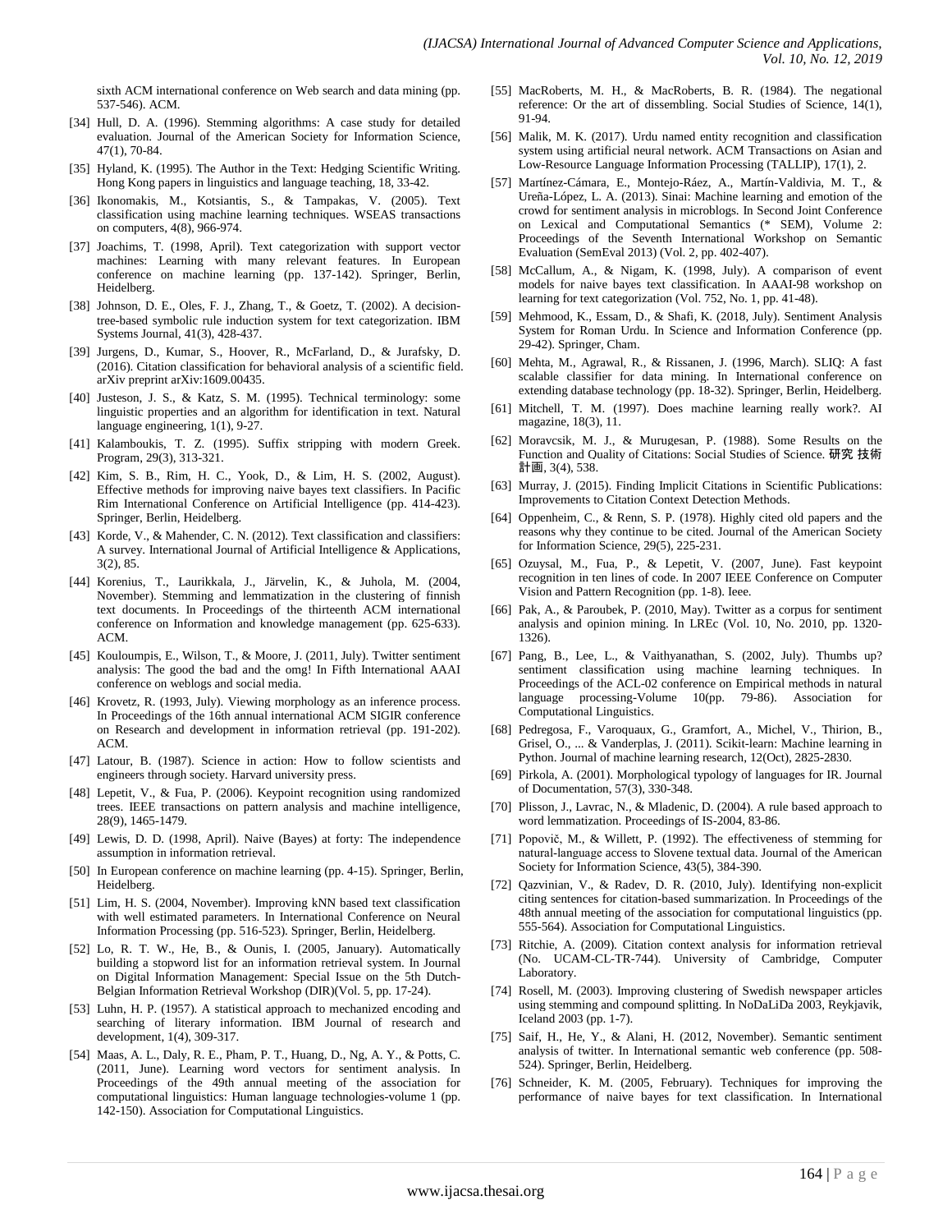sixth ACM international conference on Web search and data mining (pp. 537-546). ACM.

[34] Hull, D. A. (1996). Stemming algorithms: A case study for detailed evaluation. Journal of the American Society for Information Science, 47(1), 70-84.

[35] Hyland, K. (1995). The Author in the Text: Hedging Scientific Writing. Hong Kong papers in linguistics and language teaching, 18, 33-42.

[36] Ikonomakis, M., Kotsiantis, S., & Tampakas, V. (2005). Text classification using machine learning techniques. WSEAS transactions on computers, 4(8), 966-974.

[37] Joachims, T. (1998, April). Text categorization with support vector machines: Learning with many relevant features. In European conference on machine learning (pp. 137-142). Springer, Berlin, Heidelberg.

[38] Johnson, D. E., Oles, F. J., Zhang, T., & Goetz, T. (2002). A decision-tree-based symbolic rule induction system for text categorization. IBM Systems Journal, 41(3), 428-437.

[39] Jurgens, D., Kumar, S., Hoover, R., McFarland, D., & Jurafsky, D. (2016). Citation classification for behavioral analysis of a scientific field. arXiv preprint arXiv:1609.00435.

[40] Justeson, J. S., & Katz, S. M. (1995). Technical terminology: some linguistic properties and an algorithm for identification in text. Natural language engineering, 1(1), 9-27.

[41] Kalamboukis, T. Z. (1995). Suffix stripping with modern Greek. Program, 29(3), 313-321.

[42] Kim, S. B., Rim, H. C., Yook, D., & Lim, H. S. (2002, August). Effective methods for improving naive bayes text classifiers. In Pacific Rim International Conference on Artificial Intelligence (pp. 414-423). Springer, Berlin, Heidelberg.

[43] Korde, V., & Mahender, C. N. (2012). Text classification and classifiers: A survey. International Journal of Artificial Intelligence & Applications, 3(2), 85.

[44] Korenius, T., Laurikkala, J., Järvelin, K., & Juhola, M. (2004, November). Stemming and lemmatization in the clustering of finnish text documents. In Proceedings of the thirteenth ACM international conference on Information and knowledge management (pp. 625-633). ACM.

[45] Kouloumpis, E., Wilson, T., & Moore, J. (2011, July). Twitter sentiment analysis: The good the bad and the omg! In Fifth International AAAI conference on weblogs and social media.

[46] Krovetz, R. (1993, July). Viewing morphology as an inference process. In Proceedings of the 16th annual international ACM SIGIR conference on Research and development in information retrieval (pp. 191-202). ACM.

[47] Latour, B. (1987). Science in action: How to follow scientists and engineers through society. Harvard university press.

[48] Lepetit, V., & Fua, P. (2006). Keypoint recognition using randomized trees. IEEE transactions on pattern analysis and machine intelligence, 28(9), 1465-1479.

[49] Lewis, D. D. (1998, April). Naive (Bayes) at forty: The independence assumption in information retrieval.

[50] In European conference on machine learning (pp. 4-15). Springer, Berlin, Heidelberg.

[51] Lim, H. S. (2004, November). Improving kNN based text classification with well estimated parameters. In International Conference on Neural Information Processing (pp. 516-523). Springer, Berlin, Heidelberg.

[52] Lo, R. T. W., He, B., & Ounis, I. (2005, January). Automatically building a stopword list for an information retrieval system. In Journal on Digital Information Management: Special Issue on the 5th Dutch-Belgian Information Retrieval Workshop (DIR)(Vol. 5, pp. 17-24).

[53] Luhn, H. P. (1957). A statistical approach to mechanized encoding and searching of literary information. IBM Journal of research and development, 1(4), 309-317.

[54] Maas, A. L., Daly, R. E., Pham, P. T., Huang, D., Ng, A. Y., & Potts, C. (2011, June). Learning word vectors for sentiment analysis. In Proceedings of the 49th annual meeting of the association for computational linguistics: Human language technologies-volume 1 (pp. 142-150). Association for Computational Linguistics.

[55] MacRoberts, M. H., & MacRoberts, B. R. (1984). The negational reference: Or the art of dissembling. Social Studies of Science, 14(1), 91-94.

[56] Malik, M. K. (2017). Urdu named entity recognition and classification system using artificial neural network. ACM Transactions on Asian and Low-Resource Language Information Processing (TALLIP), 17(1), 2.

[57] Martínez-Cámara, E., Montejo-Ráez, A., Martín-Valdivia, M. T., & Ureña-López, L. A. (2013). Sinai: Machine learning and emotion of the crowd for sentiment analysis in microblogs. In Second Joint Conference on Lexical and Computational Semantics (* SEM), Volume 2: Proceedings of the Seventh International Workshop on Semantic Evaluation (SemEval 2013) (Vol. 2, pp. 402-407).

[58] McCallum, A., & Nigam, K. (1998, July). A comparison of event models for naive bayes text classification. In AAAI-98 workshop on learning for text categorization (Vol. 752, No. 1, pp. 41-48).

[59] Mehmood, K., Essam, D., & Shafi, K. (2018, July). Sentiment Analysis System for Roman Urdu. In Science and Information Conference (pp. 29-42). Springer, Cham.

[60] Mehta, M., Agrawal, R., & Rissanen, J. (1996, March). SLIQ: A fast scalable classifier for data mining. In International conference on extending database technology (pp. 18-32). Springer, Berlin, Heidelberg.

[61] Mitchell, T. M. (1997). Does machine learning really work?. AI magazine, 18(3), 11.

[62] Moravcsik, M. J., & Murugesan, P. (1988). Some Results on the Function and Quality of Citations: Social Studies of Science. 研究 技術 計画, 3(4), 538.

[63] Murray, J. (2015). Finding Implicit Citations in Scientific Publications: Improvements to Citation Context Detection Methods.

[64] Oppenheim, C., & Renn, S. P. (1978). Highly cited old papers and the reasons why they continue to be cited. Journal of the American Society for Information Science, 29(5), 225-231.

[65] Ozuysal, M., Fua, P., & Lepetit, V. (2007, June). Fast keypoint recognition in ten lines of code. In 2007 IEEE Conference on Computer Vision and Pattern Recognition (pp. 1-8). Ieee.

[66] Pak, A., & Paroubek, P. (2010, May). Twitter as a corpus for sentiment analysis and opinion mining. In LREc (Vol. 10, No. 2010, pp. 1320-1326).

[67] Pang, B., Lee, L., & Vaithyanathan, S. (2002, July). Thumbs up? sentiment classification using machine learning techniques. In Proceedings of the ACL-02 conference on Empirical methods in natural language processing-Volume 10(pp. 79-86). Association for Computational Linguistics.

[68] Pedregosa, F., Varoquaux, G., Gramfort, A., Michel, V., Thirion, B., Grisel, O., ... & Vanderplas, J. (2011). Scikit-learn: Machine learning in Python. Journal of machine learning research, 12(Oct), 2825-2830.

[69] Pirkola, A. (2001). Morphological typology of languages for IR. Journal of Documentation, 57(3), 330-348.

[70] Plisson, J., Lavrac, N., & Mladenic, D. (2004). A rule based approach to word lemmatization. Proceedings of IS-2004, 83-86.

[71] Popovič, M., & Willett, P. (1992). The effectiveness of stemming for natural-language access to Slovene textual data. Journal of the American Society for Information Science, 43(5), 384-390.

[72] Qazvinian, V., & Radev, D. R. (2010, July). Identifying non-explicit citing sentences for citation-based summarization. In Proceedings of the 48th annual meeting of the association for computational linguistics (pp. 555-564). Association for Computational Linguistics.

[73] Ritchie, A. (2009). Citation context analysis for information retrieval (No. UCAM-CL-TR-744). University of Cambridge, Computer Laboratory.

[74] Rosell, M. (2003). Improving clustering of Swedish newspaper articles using stemming and compound splitting. In NoDaLiDa 2003, Reykjavik, Iceland 2003 (pp. 1-7).

[75] Saif, H., He, Y., & Alani, H. (2012, November). Semantic sentiment analysis of twitter. In International semantic web conference (pp. 508-524). Springer, Berlin, Heidelberg.

[76] Schneider, K. M. (2005, February). Techniques for improving the performance of naive bayes for text classification. In International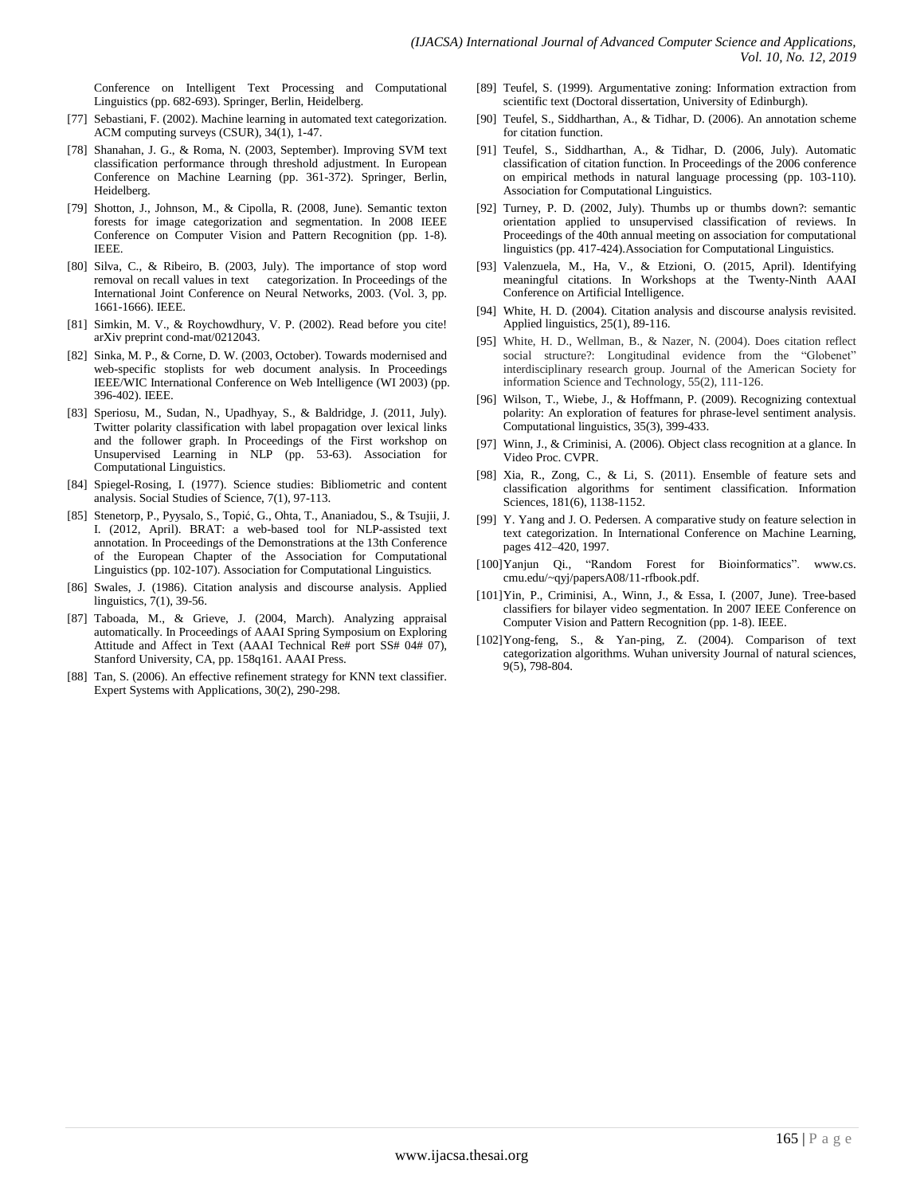Conference on Intelligent Text Processing and Computational Linguistics (pp. 682-693). Springer, Berlin, Heidelberg.

[77] Sebastiani, F. (2002). Machine learning in automated text categorization. ACM computing surveys (CSUR), 34(1), 1-47.

[78] Shanahan, J. G., & Roma, N. (2003, September). Improving SVM text classification performance through threshold adjustment. In European Conference on Machine Learning (pp. 361-372). Springer, Berlin, Heidelberg.

[79] Shotton, J., Johnson, M., & Cipolla, R. (2008, June). Semantic texton forests for image categorization and segmentation. In 2008 IEEE Conference on Computer Vision and Pattern Recognition (pp. 1-8). IEEE.

[80] Silva, C., & Ribeiro, B. (2003, July). The importance of stop word removal on recall values in text categorization. In Proceedings of the International Joint Conference on Neural Networks, 2003. (Vol. 3, pp. 1661-1666). IEEE.

[81] Simkin, M. V., & Roychowdhury, V. P. (2002). Read before you cite! arXiv preprint cond-mat/0212043.

[82] Sinka, M. P., & Corne, D. W. (2003, October). Towards modernised and web-specific stoplists for web document analysis. In Proceedings IEEE/WIC International Conference on Web Intelligence (WI 2003) (pp. 396-402). IEEE.

[83] Speriosu, M., Sudan, N., Upadhyay, S., & Baldridge, J. (2011, July). Twitter polarity classification with label propagation over lexical links and the follower graph. In Proceedings of the First workshop on Unsupervised Learning in NLP (pp. 53-63). Association for Computational Linguistics.

[84] Spiegel-Rosing, I. (1977). Science studies: Bibliometric and content analysis. Social Studies of Science, 7(1), 97-113.

[85] Stenetorp, P., Pyysalo, S., Topić, G., Ohta, T., Ananiadou, S., & Tsujii, J. I. (2012, April). BRAT: a web-based tool for NLP-assisted text annotation. In Proceedings of the Demonstrations at the 13th Conference of the European Chapter of the Association for Computational Linguistics (pp. 102-107). Association for Computational Linguistics.

[86] Swales, J. (1986). Citation analysis and discourse analysis. Applied linguistics, 7(1), 39-56.

[87] Taboada, M., & Grieve, J. (2004, March). Analyzing appraisal automatically. In Proceedings of AAAI Spring Symposium on Exploring Attitude and Affect in Text (AAAI Technical Re# port SS# 04# 07), Stanford University, CA, pp. 158q161. AAAI Press.

[88] Tan, S. (2006). An effective refinement strategy for KNN text classifier. Expert Systems with Applications, 30(2), 290-298.

[89] Teufel, S. (1999). Argumentative zoning: Information extraction from scientific text (Doctoral dissertation, University of Edinburgh).

[90] Teufel, S., Siddharthan, A., & Tidhar, D. (2006). An annotation scheme for citation function.

[91] Teufel, S., Siddharthan, A., & Tidhar, D. (2006, July). Automatic classification of citation function. In Proceedings of the 2006 conference on empirical methods in natural language processing (pp. 103-110). Association for Computational Linguistics.

[92] Turney, P. D. (2002, July). Thumbs up or thumbs down?: semantic orientation applied to unsupervised classification of reviews. In Proceedings of the 40th annual meeting on association for computational linguistics (pp. 417-424).Association for Computational Linguistics.

[93] Valenzuela, M., Ha, V., & Etzioni, O. (2015, April). Identifying meaningful citations. In Workshops at the Twenty-Ninth AAAI Conference on Artificial Intelligence.

[94] White, H. D. (2004). Citation analysis and discourse analysis revisited. Applied linguistics, 25(1), 89-116.

[95] White, H. D., Wellman, B., & Nazer, N. (2004). Does citation reflect social structure?: Longitudinal evidence from the "Globenet" interdisciplinary research group. Journal of the American Society for information Science and Technology, 55(2), 111-126.

[96] Wilson, T., Wiebe, J., & Hoffmann, P. (2009). Recognizing contextual polarity: An exploration of features for phrase-level sentiment analysis. Computational linguistics, 35(3), 399-433.

[97] Winn, J., & Criminisi, A. (2006). Object class recognition at a glance. In Video Proc. CVPR.

[98] Xia, R., Zong, C., & Li, S. (2011). Ensemble of feature sets and classification algorithms for sentiment classification. Information Sciences, 181(6), 1138-1152.

[99] Y. Yang and J. O. Pedersen. A comparative study on feature selection in text categorization. In International Conference on Machine Learning, pages 412–420, 1997.

[100] Yanjun Qi., "Random Forest for Bioinformatics". www.cs.cmu.edu/~qyj/papersA08/11-rfbook.pdf.

[101] Yin, P., Criminisi, A., Winn, J., & Essa, I. (2007, June). Tree-based classifiers for bilayer video segmentation. In 2007 IEEE Conference on Computer Vision and Pattern Recognition (pp. 1-8). IEEE.

[102] Yong-feng, S., & Yan-ping, Z. (2004). Comparison of text categorization algorithms. Wuhan university Journal of natural sciences, 9(5), 798-804.